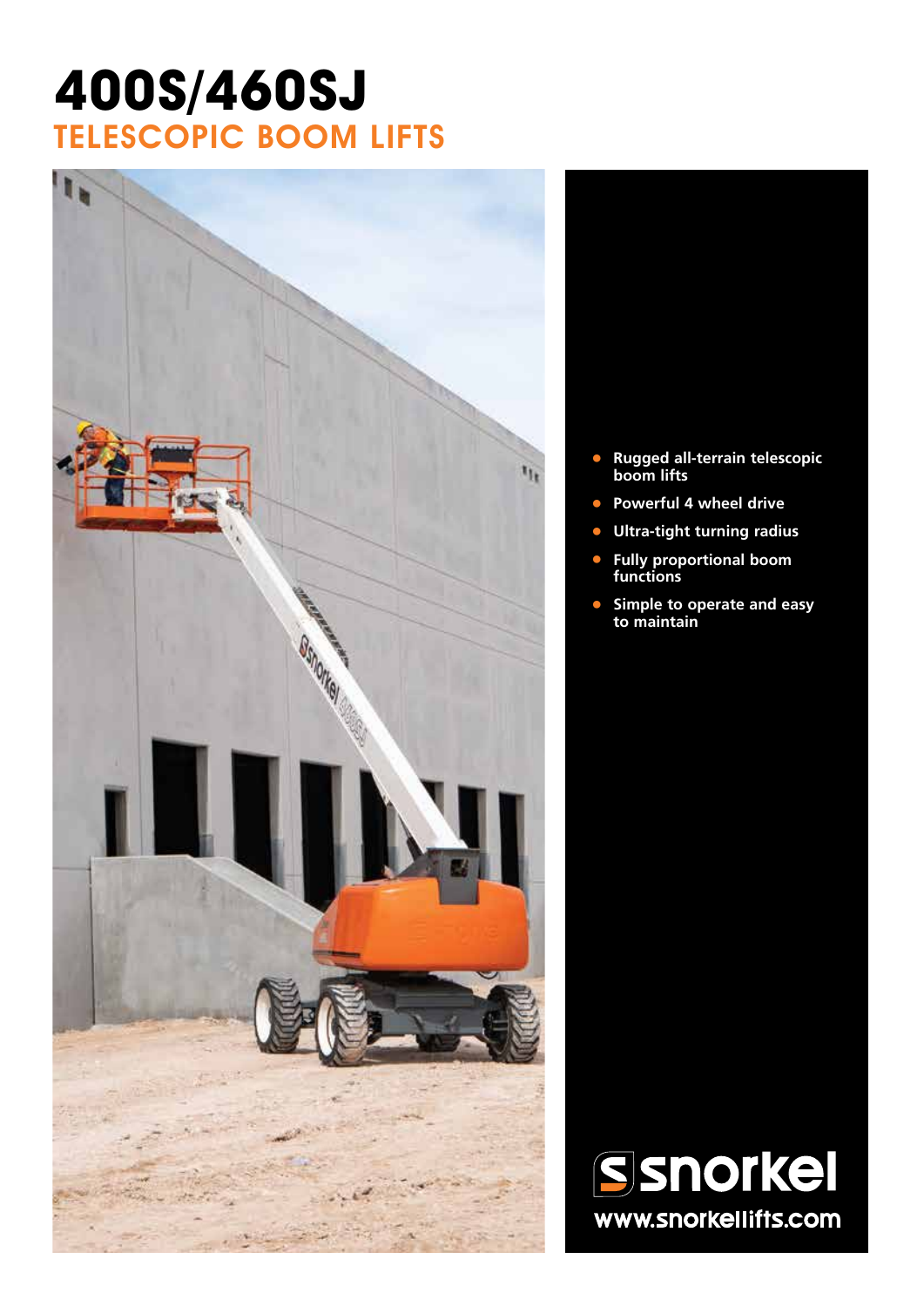# 400S/460SJ

## TELESCOPIC BOOM LIFTS

- **Rugged all-terrain telescopic boom lifts**
- **Powerful 4 wheel drive**
- **Ultra-tight turning radius**
- **Fully proportional boom functions**
- **Simple to operate and easy to maintain**

snorkel

www.snorkellifts.com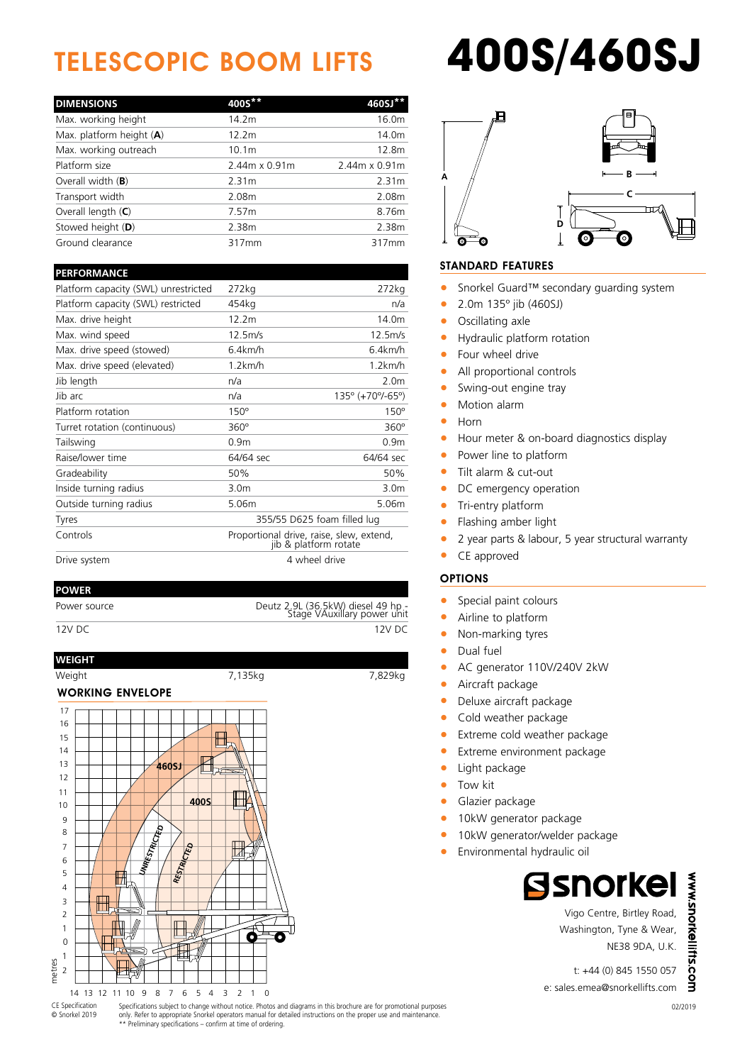# TELESCOPIC BOOM LIFTS

# 400S/460SJ

| DIMENSIONS | 400S** | 460SJ** |
|---|---|---|
| Max. working height | 14.2m | 16.0m |
| Max. platform height (**A**) | 12.2m | 14.0m |
| Max. working outreach | 10.1m | 12.8m |
| Platform size | 2.44m x 0.91m | 2.44m x 0.91m |
| Overall width (**B**) | 2.31m | 2.31m |
| Transport width | 2.08m | 2.08m |
| Overall length (**C**) | 7.57m | 8.76m |
| Stowed height (**D**) | 2.38m | 2.38m |
| Ground clearance | 317mm | 317mm |

| PERFORMANCE | | |
|---|---|---|
| Platform capacity (SWL) unrestricted | 272kg | 272kg |
| Platform capacity (SWL) restricted | 454kg | n/a |
| Max. drive height | 12.2m | 14.0m |
| Max. wind speed | 12.5m/s | 12.5m/s |
| Max. drive speed (stowed) | 6.4km/h | 6.4km/h |
| Max. drive speed (elevated) | 1.2km/h | 1.2km/h |
| Jib length | n/a | 2.0m |
| Jib arc | n/a | 135° (+70°/-65°) |
| Platform rotation | 150° | 150° |
| Turret rotation (continuous) | 360° | 360° |
| Tailswing | 0.9m | 0.9m |
| Raise/lower time | 64/64 sec | 64/64 sec |
| Gradeability | 50% | 50% |
| Inside turning radius | 3.0m | 3.0m |
| Outside turning radius | 5.06m | 5.06m |
| Tyres | 355/55 D625 foam filled lug | |
| Controls | Proportional drive, raise, slew, extend, jib & platform rotate | |
| Drive system | 4 wheel drive | |

| POWER | | |
|---|---|---|
| Power source | | Deutz 2.9L (36.5kW) diesel 49 hp - Stage VAuxillary power unit |
| 12V DC | | 12V DC |

| WEIGHT | | |
|---|---|---|
| Weight | 7,135kg | 7,829kg |

## WORKING ENVELOPE

17
16
15
14
13
12
11
10
9
8
7
6
5
4
3
2
1
0
1
2
metres

14 13 12 11 10 9 8 7 6 5 4 3 2 1 0

460SJ
400S
UNRESTRICTED
RESTRICTED

A
B
C
D

## STANDARD FEATURES

- Snorkel Guard™ secondary guarding system
- 2.0m 135° jib (460SJ)
- Oscillating axle
- Hydraulic platform rotation
- Four wheel drive
- All proportional controls
- Swing-out engine tray
- Motion alarm
- Horn
- Hour meter & on-board diagnostics display
- Power line to platform
- Tilt alarm & cut-out
- DC emergency operation
- Tri-entry platform
- Flashing amber light
- 2 year parts & labour, 5 year structural warranty
- CE approved

## OPTIONS

- Special paint colours
- Airline to platform
- Non-marking tyres
- Dual fuel
- AC generator 110V/240V 2kW
- Aircraft package
- Deluxe aircraft package
- Cold weather package
- Extreme cold weather package
- Extreme environment package
- Light package
- Tow kit
- Glazier package
- 10kW generator package
- 10kW generator/welder package
- Environmental hydraulic oil

snorkel

Vigo Centre, Birtley Road,
Washington, Tyne & Wear,
NE38 9DA, U.K.

t: +44 (0) 845 1550 057
e: sales.emea@snorkellifts.com

www.snorkellifts.com

CE Specification
© Snorkel 2019

Specifications subject to change without notice. Photos and diagrams in this brochure are for promotional purposes only. Refer to appropriate Snorkel operators manual for detailed instructions on the proper use and maintenance.
** Preliminary specifications – confirm at time of ordering.

02/2019